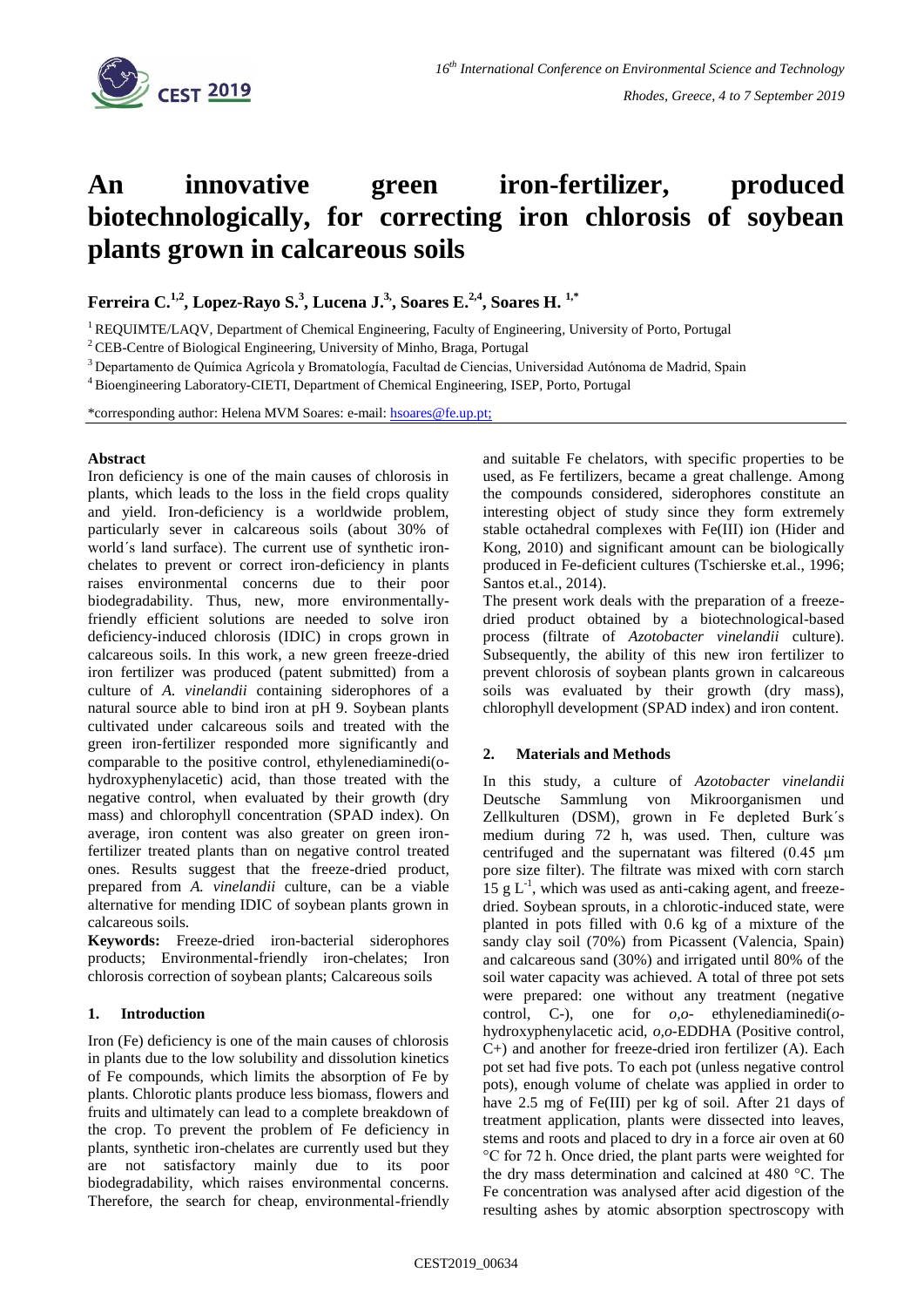# An innovative green iron-fertilizer, produced biotechnologically, for correcting iron chlorosis of soybean plants grown in calcareous soils

**Ferreira C.[1,2], Lopez-Rayo S.[3], Lucena J.[3], Soares E.[2,4], Soares H.[1,*]**

[1] REQUIMTE/LAQV, Department of Chemical Engineering, Faculty of Engineering, University of Porto, Portugal

[2] CEB-Centre of Biological Engineering, University of Minho, Braga, Portugal

[3] Departamento de Química Agrícola y Bromatología, Facultad de Ciencias, Universidad Autónoma de Madrid, Spain

[4] Bioengineering Laboratory-CIETI, Department of Chemical Engineering, ISEP, Porto, Portugal

*corresponding author: Helena MVM Soares: e-mail: hsoares@fe.up.pt;

**Abstract**

Iron deficiency is one of the main causes of chlorosis in plants, which leads to the loss in the field crops quality and yield. Iron-deficiency is a worldwide problem, particularly sever in calcareous soils (about 30% of world´s land surface). The current use of synthetic iron-chelates to prevent or correct iron-deficiency in plants raises environmental concerns due to their poor biodegradability. Thus, new, more environmentally-friendly efficient solutions are needed to solve iron deficiency-induced chlorosis (IDIC) in crops grown in calcareous soils. In this work, a new green freeze-dried iron fertilizer was produced (patent submitted) from a culture of *A. vinelandii* containing siderophores of a natural source able to bind iron at pH 9. Soybean plants cultivated under calcareous soils and treated with the green iron-fertilizer responded more significantly and comparable to the positive control, ethylenediaminedi(o-hydroxyphenylacetic) acid, than those treated with the negative control, when evaluated by their growth (dry mass) and chlorophyll concentration (SPAD index). On average, iron content was also greater on green iron-fertilizer treated plants than on negative control treated ones. Results suggest that the freeze-dried product, prepared from *A. vinelandii* culture, can be a viable alternative for mending IDIC of soybean plants grown in calcareous soils.

**Keywords:** Freeze-dried iron-bacterial siderophores products; Environmental-friendly iron-chelates; Iron chlorosis correction of soybean plants; Calcareous soils

## 1. Introduction

Iron (Fe) deficiency is one of the main causes of chlorosis in plants due to the low solubility and dissolution kinetics of Fe compounds, which limits the absorption of Fe by plants. Chlorotic plants produce less biomass, flowers and fruits and ultimately can lead to a complete breakdown of the crop. To prevent the problem of Fe deficiency in plants, synthetic iron-chelates are currently used but they are not satisfactory mainly due to its poor biodegradability, which raises environmental concerns. Therefore, the search for cheap, environmental-friendly and suitable Fe chelators, with specific properties to be used, as Fe fertilizers, became a great challenge. Among the compounds considered, siderophores constitute an interesting object of study since they form extremely stable octahedral complexes with Fe(III) ion (Hider and Kong, 2010) and significant amount can be biologically produced in Fe-deficient cultures (Tschierske et.al., 1996; Santos et.al., 2014).

The present work deals with the preparation of a freeze-dried product obtained by a biotechnological-based process (filtrate of *Azotobacter vinelandii* culture). Subsequently, the ability of this new iron fertilizer to prevent chlorosis of soybean plants grown in calcareous soils was evaluated by their growth (dry mass), chlorophyll development (SPAD index) and iron content.

## 2. Materials and Methods

In this study, a culture of *Azotobacter vinelandii* Deutsche Sammlung von Mikroorganismen und Zellkulturen (DSM), grown in Fe depleted Burk´s medium during 72 h, was used. Then, culture was centrifuged and the supernatant was filtered (0.45 μm pore size filter). The filtrate was mixed with corn starch 15 g $L^{-1}$, which was used as anti-caking agent, and freeze-dried. Soybean sprouts, in a chlorotic-induced state, were planted in pots filled with 0.6 kg of a mixture of the sandy clay soil (70%) from Picassent (Valencia, Spain) and calcareous sand (30%) and irrigated until 80% of the soil water capacity was achieved. A total of three pot sets were prepared: one without any treatment (negative control, C-), one for *o,o*- ethylenediaminedi(*o*-hydroxyphenylacetic acid, *o,o*-EDDHA (Positive control, C+) and another for freeze-dried iron fertilizer (A). Each pot set had five pots. To each pot (unless negative control pots), enough volume of chelate was applied in order to have 2.5 mg of Fe(III) per kg of soil. After 21 days of treatment application, plants were dissected into leaves, stems and roots and placed to dry in a force air oven at 60 °C for 72 h. Once dried, the plant parts were weighted for the dry mass determination and calcined at 480 °C. The Fe concentration was analysed after acid digestion of the resulting ashes by atomic absorption spectroscopy with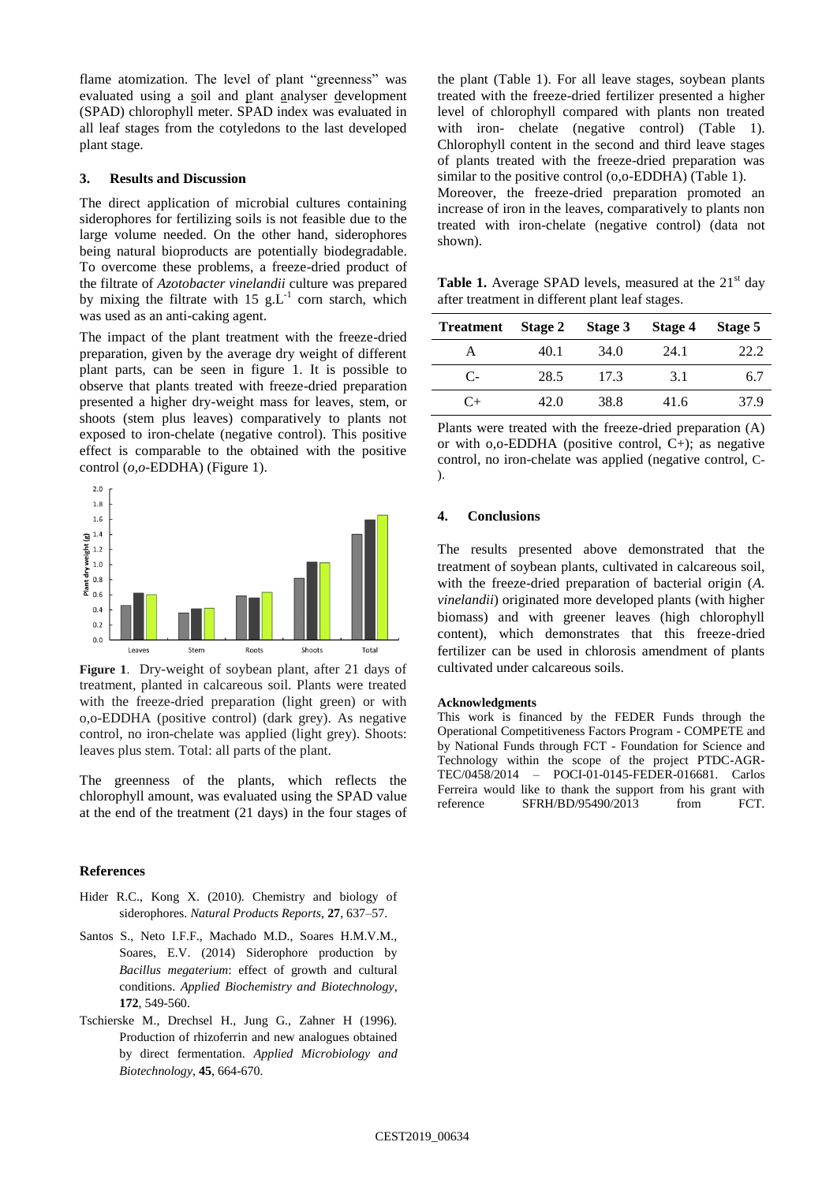flame atomization. The level of plant "greenness" was evaluated using a soil and plant analyser development (SPAD) chlorophyll meter. SPAD index was evaluated in all leaf stages from the cotyledons to the last developed plant stage.

## 3. Results and Discussion

The direct application of microbial cultures containing siderophores for fertilizing soils is not feasible due to the large volume needed. On the other hand, siderophores being natural bioproducts are potentially biodegradable. To overcome these problems, a freeze-dried product of the filtrate of *Azotobacter vinelandii* culture was prepared by mixing the filtrate with 15 $g.L^{-1}$ corn starch, which was used as an anti-caking agent.

The impact of the plant treatment with the freeze-dried preparation, given by the average dry weight of different plant parts, can be seen in figure 1. It is possible to observe that plants treated with freeze-dried preparation presented a higher dry-weight mass for leaves, stem, or shoots (stem plus leaves) comparatively to plants not exposed to iron-chelate (negative control). This positive effect is comparable to the obtained with the positive control (*o,o*-EDDHA) (Figure 1).

Plant dry weight (g)
2.0
1.8
1.6
1.4
1.2
1.0
0.8
0.6
0.4
0.2
0.0
Leaves
Stem
Roots
Shoots
Total

**Figure 1**. Dry-weight of soybean plant, after 21 days of treatment, planted in calcareous soil. Plants were treated with the freeze-dried preparation (light green) or with o,o-EDDHA (positive control) (dark grey). As negative control, no iron-chelate was applied (light grey). Shoots: leaves plus stem. Total: all parts of the plant.

The greenness of the plants, which reflects the chlorophyll amount, was evaluated using the SPAD value at the end of the treatment (21 days) in the four stages of the plant (Table 1). For all leave stages, soybean plants treated with the freeze-dried fertilizer presented a higher level of chlorophyll compared with plants non treated with iron- chelate (negative control) (Table 1). Chlorophyll content in the second and third leave stages of plants treated with the freeze-dried preparation was similar to the positive control (o,o-EDDHA) (Table 1). Moreover, the freeze-dried preparation promoted an increase of iron in the leaves, comparatively to plants non treated with iron-chelate (negative control) (data not shown).

**Table 1.** Average SPAD levels, measured at the 21[st] day after treatment in different plant leaf stages.

| Treatment | Stage 2 | Stage 3 | Stage 4 | Stage 5 |
|---|---|---|---|---|
| A | 40.1 | 34.0 | 24.1 | 22.2 |
| C- | 28.5 | 17.3 | 3.1 | 6.7 |
| C+ | 42.0 | 38.8 | 41.6 | 37.9 |

Plants were treated with the freeze-dried preparation (A) or with o,o-EDDHA (positive control, C+); as negative control, no iron-chelate was applied (negative control, C-).

## 4. Conclusions

The results presented above demonstrated that the treatment of soybean plants, cultivated in calcareous soil, with the freeze-dried preparation of bacterial origin (*A. vinelandii*) originated more developed plants (with higher biomass) and with greener leaves (high chlorophyll content), which demonstrates that this freeze-dried fertilizer can be used in chlorosis amendment of plants cultivated under calcareous soils.

### Acknowledgments

This work is financed by the FEDER Funds through the Operational Competitiveness Factors Program - COMPETE and by National Funds through FCT - Foundation for Science and Technology within the scope of the project PTDC-AGR-TEC/0458/2014 – POCI-01-0145-FEDER-016681. Carlos Ferreira would like to thank the support from his grant with reference SFRH/BD/95490/2013 from FCT.

### References

Hider R.C., Kong X. (2010). Chemistry and biology of siderophores. *Natural Products Reports*, **27**, 637–57.

Santos S., Neto I.F.F., Machado M.D., Soares H.M.V.M., Soares, E.V. (2014) Siderophore production by *Bacillus megaterium*: effect of growth and cultural conditions. *Applied Biochemistry and Biotechnology*, **172**, 549-560.

Tschierske M., Drechsel H., Jung G., Zahner H (1996). Production of rhizoferrin and new analogues obtained by direct fermentation. *Applied Microbiology and Biotechnology*, **45**, 664-670.